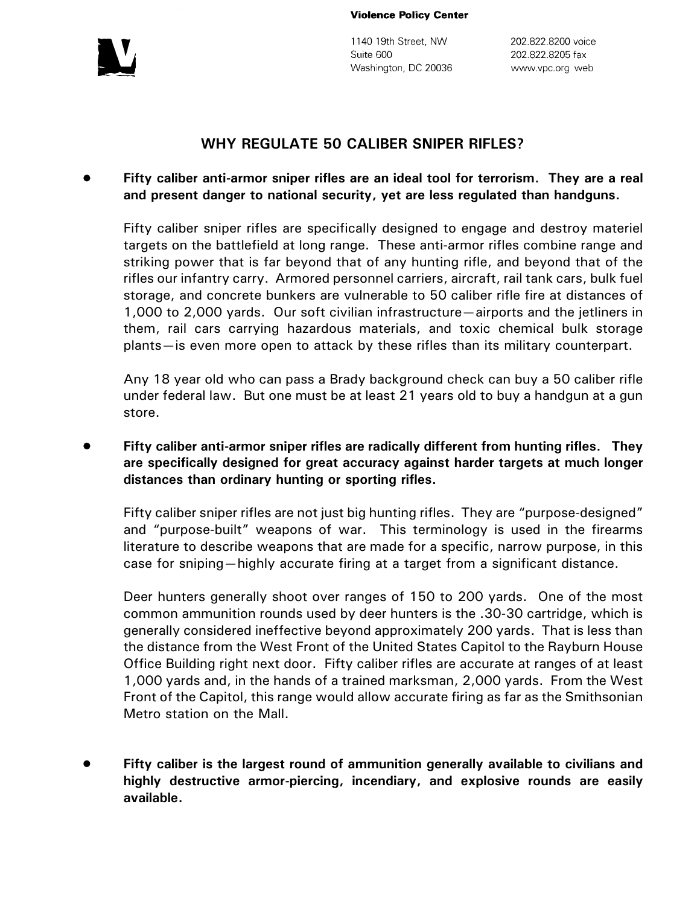**Violence Policy Center**

1140 19th Street, NW
Suite 600
Washington, DC 20036

202.822.8200 voice
202.822.8205 fax
www.vpc.org web

# WHY REGULATE 50 CALIBER SNIPER RIFLES?

- **Fifty caliber anti-armor sniper rifles are an ideal tool for terrorism. They are a real and present danger to national security, yet are less regulated than handguns.**

  Fifty caliber sniper rifles are specifically designed to engage and destroy materiel targets on the battlefield at long range. These anti-armor rifles combine range and striking power that is far beyond that of any hunting rifle, and beyond that of the rifles our infantry carry. Armored personnel carriers, aircraft, rail tank cars, bulk fuel storage, and concrete bunkers are vulnerable to 50 caliber rifle fire at distances of 1,000 to 2,000 yards. Our soft civilian infrastructure—airports and the jetliners in them, rail cars carrying hazardous materials, and toxic chemical bulk storage plants—is even more open to attack by these rifles than its military counterpart.

  Any 18 year old who can pass a Brady background check can buy a 50 caliber rifle under federal law. But one must be at least 21 years old to buy a handgun at a gun store.

- **Fifty caliber anti-armor sniper rifles are radically different from hunting rifles. They are specifically designed for great accuracy against harder targets at much longer distances than ordinary hunting or sporting rifles.**

  Fifty caliber sniper rifles are not just big hunting rifles. They are "purpose-designed" and "purpose-built" weapons of war. This terminology is used in the firearms literature to describe weapons that are made for a specific, narrow purpose, in this case for sniping—highly accurate firing at a target from a significant distance.

  Deer hunters generally shoot over ranges of 150 to 200 yards. One of the most common ammunition rounds used by deer hunters is the .30-30 cartridge, which is generally considered ineffective beyond approximately 200 yards. That is less than the distance from the West Front of the United States Capitol to the Rayburn House Office Building right next door. Fifty caliber rifles are accurate at ranges of at least 1,000 yards and, in the hands of a trained marksman, 2,000 yards. From the West Front of the Capitol, this range would allow accurate firing as far as the Smithsonian Metro station on the Mall.

- **Fifty caliber is the largest round of ammunition generally available to civilians and highly destructive armor-piercing, incendiary, and explosive rounds are easily available.**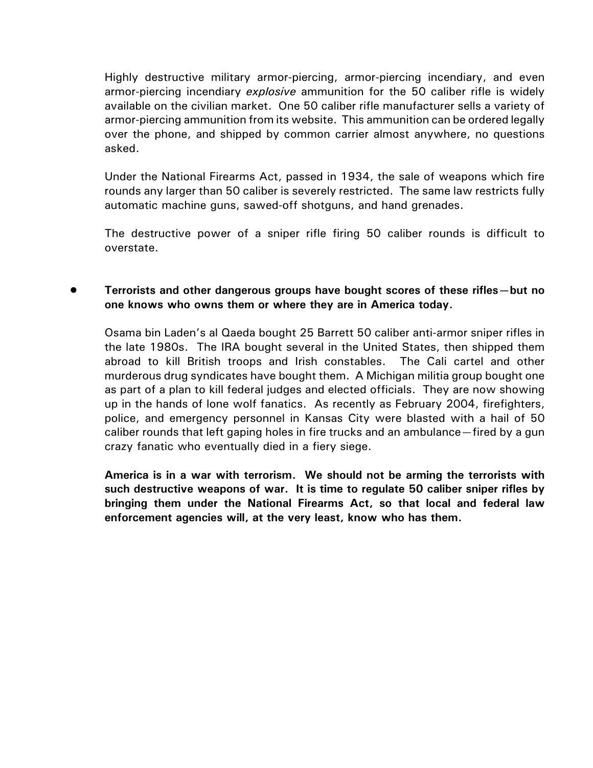Highly destructive military armor-piercing, armor-piercing incendiary, and even armor-piercing incendiary *explosive* ammunition for the 50 caliber rifle is widely available on the civilian market. One 50 caliber rifle manufacturer sells a variety of armor-piercing ammunition from its website. This ammunition can be ordered legally over the phone, and shipped by common carrier almost anywhere, no questions asked.

Under the National Firearms Act, passed in 1934, the sale of weapons which fire rounds any larger than 50 caliber is severely restricted. The same law restricts fully automatic machine guns, sawed-off shotguns, and hand grenades.

The destructive power of a sniper rifle firing 50 caliber rounds is difficult to overstate.

- **Terrorists and other dangerous groups have bought scores of these rifles—but no one knows who owns them or where they are in America today.**

Osama bin Laden's al Qaeda bought 25 Barrett 50 caliber anti-armor sniper rifles in the late 1980s. The IRA bought several in the United States, then shipped them abroad to kill British troops and Irish constables. The Cali cartel and other murderous drug syndicates have bought them. A Michigan militia group bought one as part of a plan to kill federal judges and elected officials. They are now showing up in the hands of lone wolf fanatics. As recently as February 2004, firefighters, police, and emergency personnel in Kansas City were blasted with a hail of 50 caliber rounds that left gaping holes in fire trucks and an ambulance—fired by a gun crazy fanatic who eventually died in a fiery siege.

**America is in a war with terrorism. We should not be arming the terrorists with such destructive weapons of war. It is time to regulate 50 caliber sniper rifles by bringing them under the National Firearms Act, so that local and federal law enforcement agencies will, at the very least, know who has them.**